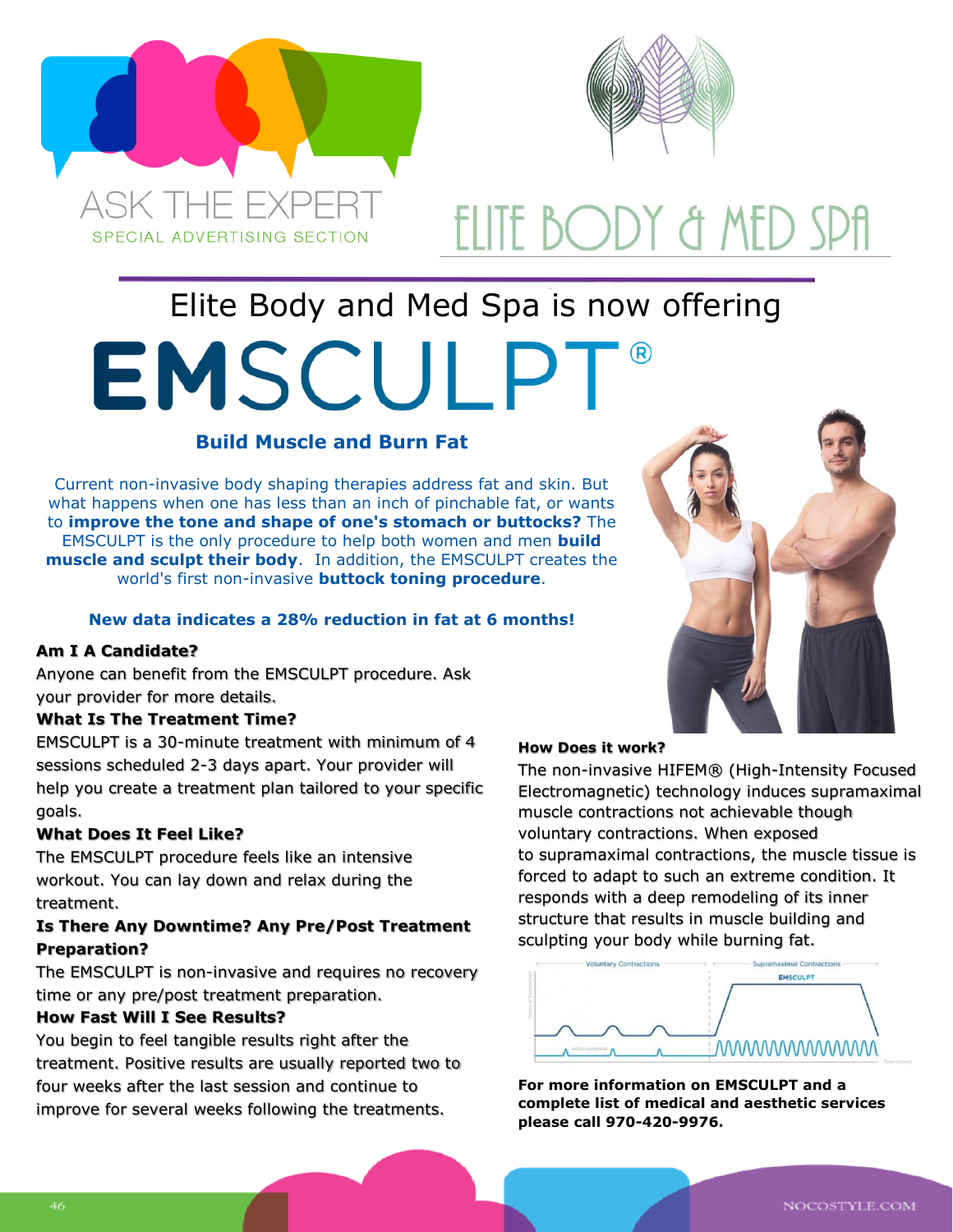ASK THE EXPERT

SPECIAL ADVERTISING SECTION

# ELITE BODY & MED SPA

## Elite Body and Med Spa is now offering

# EMSCULPT®

### Build Muscle and Burn Fat

Current non-invasive body shaping therapies address fat and skin. But what happens when one has less than an inch of pinchable fat, or wants to **improve the tone and shape of one's stomach or buttocks?** The EMSCULPT is the only procedure to help both women and men **build muscle and sculpt their body**. In addition, the EMSCULPT creates the world's first non-invasive **buttock toning procedure**.

**New data indicates a 28% reduction in fat at 6 months!**

**Am I A Candidate?**

Anyone can benefit from the EMSCULPT procedure. Ask your provider for more details.

**What Is The Treatment Time?**

EMSCULPT is a 30-minute treatment with minimum of 4 sessions scheduled 2-3 days apart. Your provider will help you create a treatment plan tailored to your specific goals.

**What Does It Feel Like?**

The EMSCULPT procedure feels like an intensive workout. You can lay down and relax during the treatment.

**Is There Any Downtime? Any Pre/Post Treatment Preparation?**

The EMSCULPT is non-invasive and requires no recovery time or any pre/post treatment preparation.

**How Fast Will I See Results?**

You begin to feel tangible results right after the treatment. Positive results are usually reported two to four weeks after the last session and continue to improve for several weeks following the treatments.

**How Does it work?**

The non-invasive HIFEM® (High-Intensity Focused Electromagnetic) technology induces supramaximal muscle contractions not achievable though voluntary contractions. When exposed to supramaximal contractions, the muscle tissue is forced to adapt to such an extreme condition. It responds with a deep remodeling of its inner structure that results in muscle building and sculpting your body while burning fat.

**For more information on EMSCULPT and a complete list of medical and aesthetic services please call 970-420-9976.**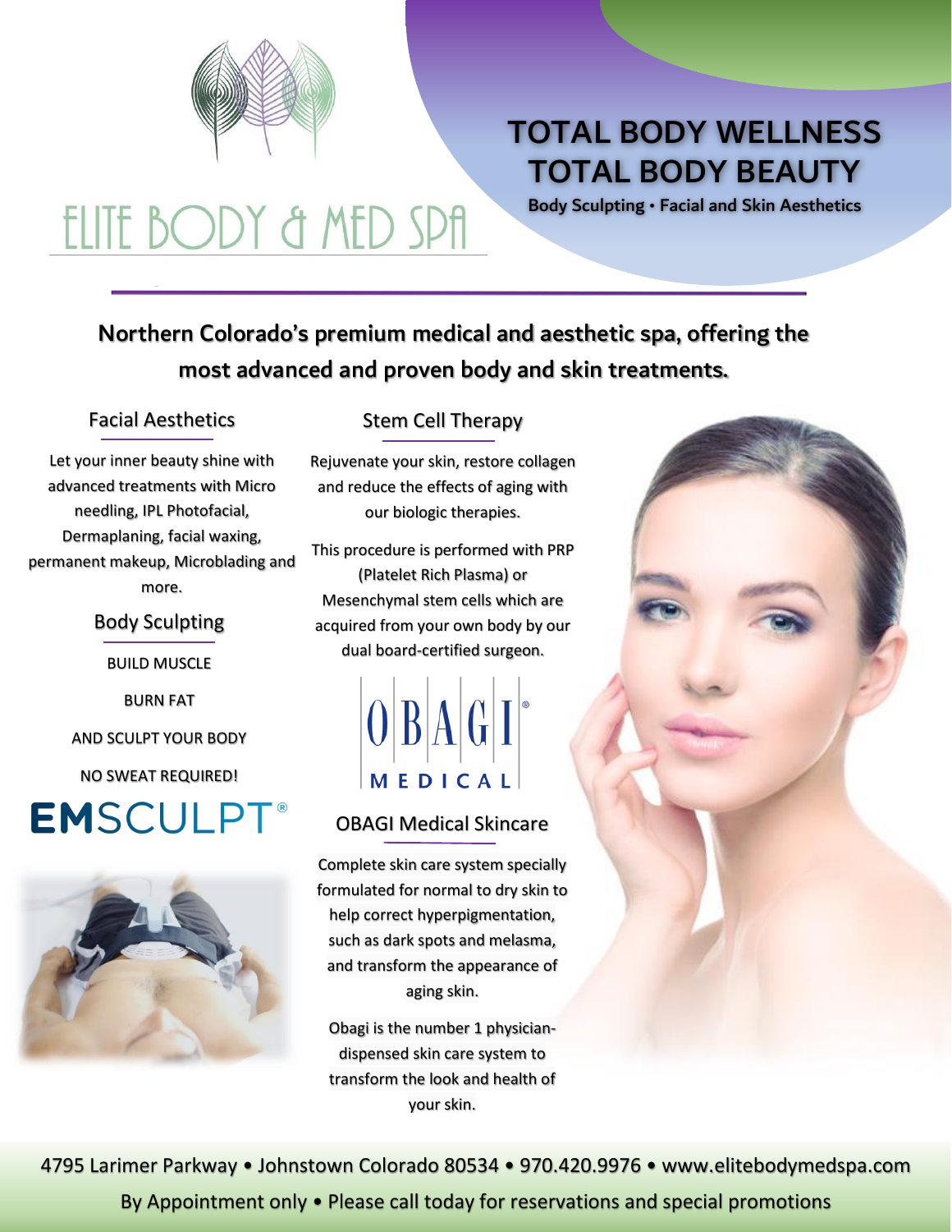# ELITE BODY & MED SPA

## TOTAL BODY WELLNESS
## TOTAL BODY BEAUTY

**Body Sculpting • Facial and Skin Aesthetics**

**Northern Colorado's premium medical and aesthetic spa, offering the most advanced and proven body and skin treatments.**

### Facial Aesthetics

Let your inner beauty shine with advanced treatments with Micro needling, IPL Photofacial, Dermaplaning, facial waxing, permanent makeup, Microblading and more.

### Body Sculpting

BUILD MUSCLE

BURN FAT

AND SCULPT YOUR BODY

NO SWEAT REQUIRED!

EMSCULPT®

### Stem Cell Therapy

Rejuvenate your skin, restore collagen and reduce the effects of aging with our biologic therapies.

This procedure is performed with PRP (Platelet Rich Plasma) or Mesenchymal stem cells which are acquired from your own body by our dual board-certified surgeon.

OBAGI® MEDICAL

### OBAGI Medical Skincare

Complete skin care system specially formulated for normal to dry skin to help correct hyperpigmentation, such as dark spots and melasma, and transform the appearance of aging skin.

Obagi is the number 1 physician-dispensed skin care system to transform the look and health of your skin.

4795 Larimer Parkway • Johnstown Colorado 80534 • 970.420.9976 • www.elitebodymedspa.com

By Appointment only • Please call today for reservations and special promotions